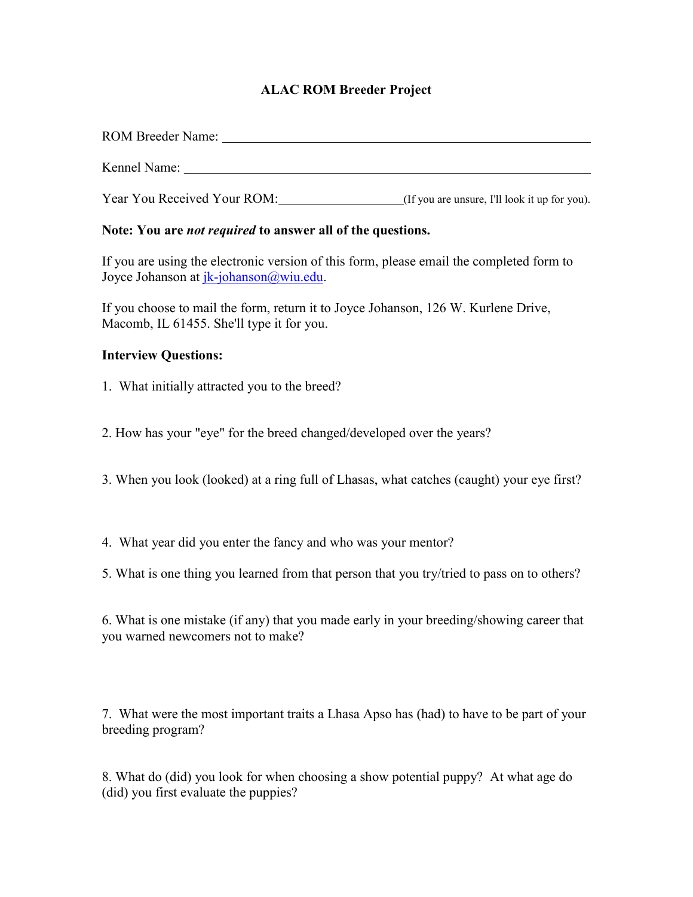# ALAC ROM Breeder Project

ROM Breeder Name: ____________________________________________

Kennel Name: ____________________________________________

Year You Received Your ROM: ____________________ (If you are unsure, I'll look it up for you).

**Note: You are *not required* to answer all of the questions.**

If you are using the electronic version of this form, please email the completed form to Joyce Johanson at [jk-johanson@wiu.edu](mailto:jk-johanson@wiu.edu).

If you choose to mail the form, return it to Joyce Johanson, 126 W. Kurlene Drive, Macomb, IL 61455. She'll type it for you.

**Interview Questions:**

1. What initially attracted you to the breed?

2. How has your "eye" for the breed changed/developed over the years?

3. When you look (looked) at a ring full of Lhasas, what catches (caught) your eye first?

4. What year did you enter the fancy and who was your mentor?

5. What is one thing you learned from that person that you try/tried to pass on to others?

6. What is one mistake (if any) that you made early in your breeding/showing career that you warned newcomers not to make?

7. What were the most important traits a Lhasa Apso has (had) to have to be part of your breeding program?

8. What do (did) you look for when choosing a show potential puppy? At what age do (did) you first evaluate the puppies?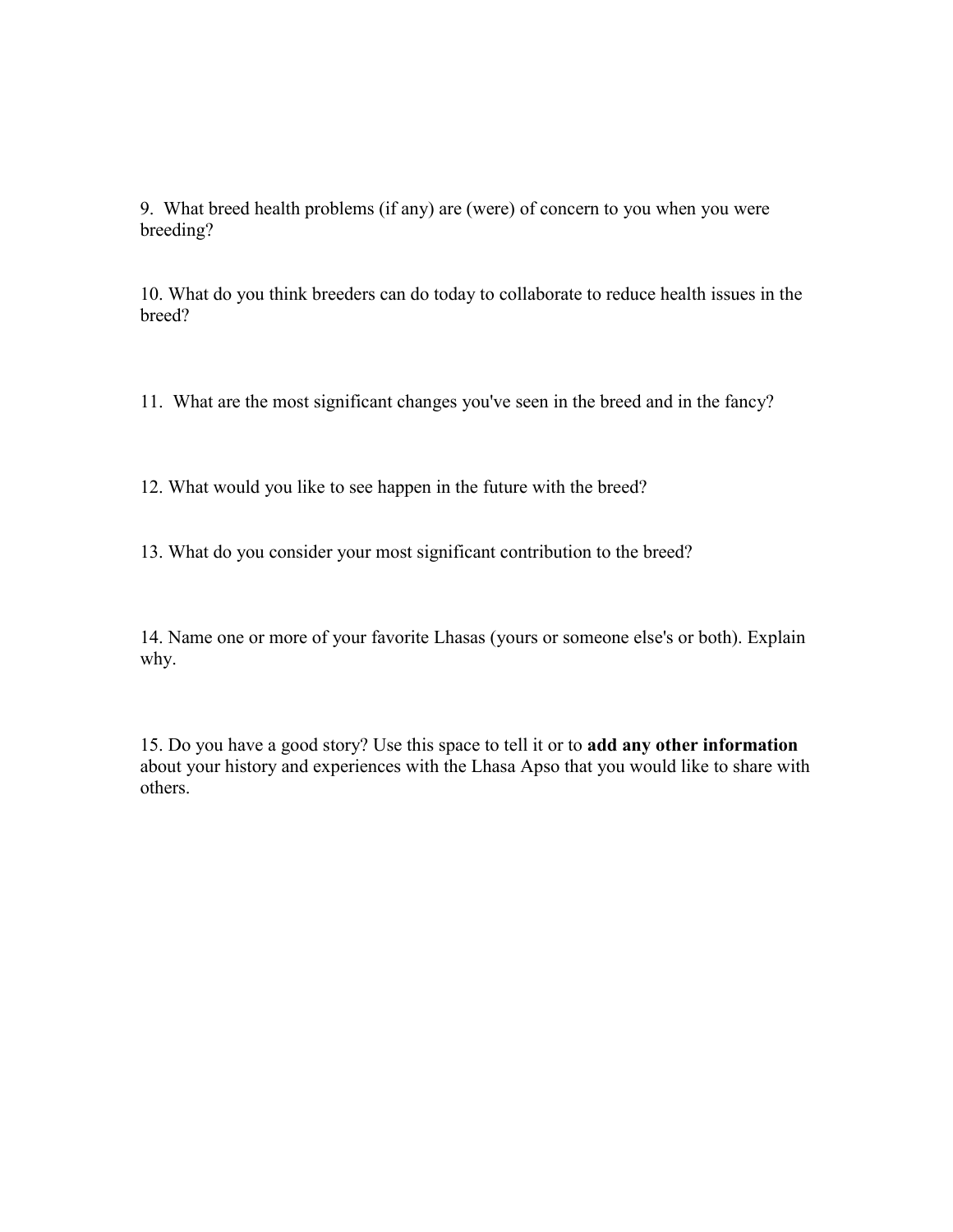9. What breed health problems (if any) are (were) of concern to you when you were breeding?

10. What do you think breeders can do today to collaborate to reduce health issues in the breed?

11. What are the most significant changes you've seen in the breed and in the fancy?

12. What would you like to see happen in the future with the breed?

13. What do you consider your most significant contribution to the breed?

14. Name one or more of your favorite Lhasas (yours or someone else's or both). Explain why.

15. Do you have a good story? Use this space to tell it or to **add any other information** about your history and experiences with the Lhasa Apso that you would like to share with others.